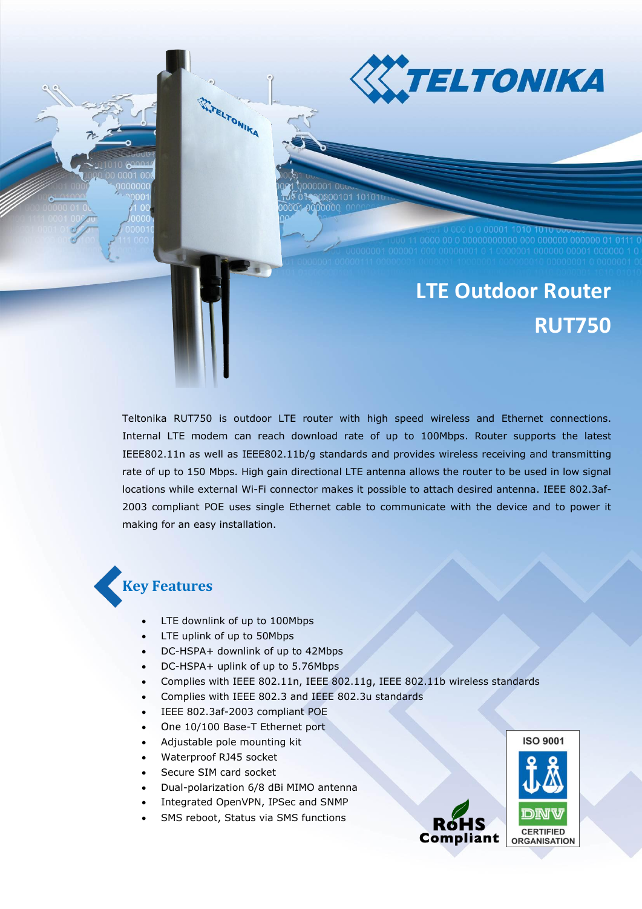# LTE Outdoor Router RUT750

Teltonika RUT750 is outdoor LTE router with high speed wireless and Ethernet connections. Internal LTE modem can reach download rate of up to 100Mbps. Router supports the latest IEEE802.11n as well as IEEE802.11b/g standards and provides wireless receiving and transmitting rate of up to 150 Mbps. High gain directional LTE antenna allows the router to be used in low signal locations while external Wi-Fi connector makes it possible to attach desired antenna. IEEE 802.3af-2003 compliant POE uses single Ethernet cable to communicate with the device and to power it making for an easy installation.

## Key Features

- LTE downlink of up to 100Mbps
- LTE uplink of up to 50Mbps
- DC-HSPA+ downlink of up to 42Mbps
- DC-HSPA+ uplink of up to 5.76Mbps
- Complies with IEEE 802.11n, IEEE 802.11g, IEEE 802.11b wireless standards
- Complies with IEEE 802.3 and IEEE 802.3u standards
- IEEE 802.3af-2003 compliant POE
- One 10/100 Base-T Ethernet port
- Adjustable pole mounting kit
- Waterproof RJ45 socket
- Secure SIM card socket
- Dual-polarization 6/8 dBi MIMO antenna
- Integrated OpenVPN, IPSec and SNMP
- SMS reboot, Status via SMS functions

RoHS Compliant

ISO 9001 DNV CERTIFIED ORGANISATION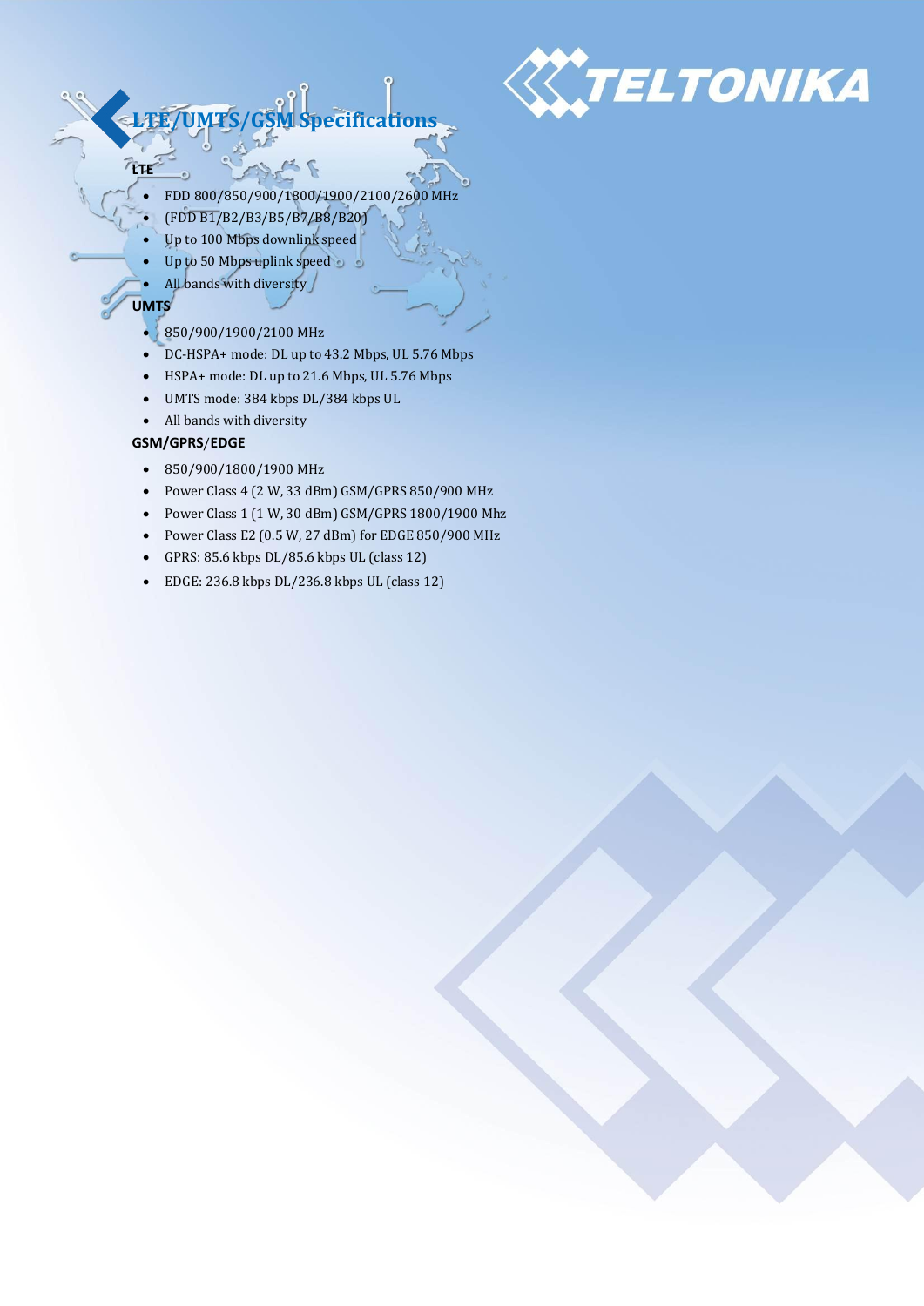## LTE/UMTS/GSM Specifications

**LTE**

- FDD 800/850/900/1800/1900/2100/2600 MHz
- (FDD B1/B2/B3/B5/B7/B8/B20)
- Up to 100 Mbps downlink speed
- Up to 50 Mbps uplink speed
- All bands with diversity

**UMTS**

- 850/900/1900/2100 MHz
- DC-HSPA+ mode: DL up to 43.2 Mbps, UL 5.76 Mbps
- HSPA+ mode: DL up to 21.6 Mbps, UL 5.76 Mbps
- UMTS mode: 384 kbps DL/384 kbps UL
- All bands with diversity

**GSM/GPRS/EDGE**

- 850/900/1800/1900 MHz
- Power Class 4 (2 W, 33 dBm) GSM/GPRS 850/900 MHz
- Power Class 1 (1 W, 30 dBm) GSM/GPRS 1800/1900 Mhz
- Power Class E2 (0.5 W, 27 dBm) for EDGE 850/900 MHz
- GPRS: 85.6 kbps DL/85.6 kbps UL (class 12)
- EDGE: 236.8 kbps DL/236.8 kbps UL (class 12)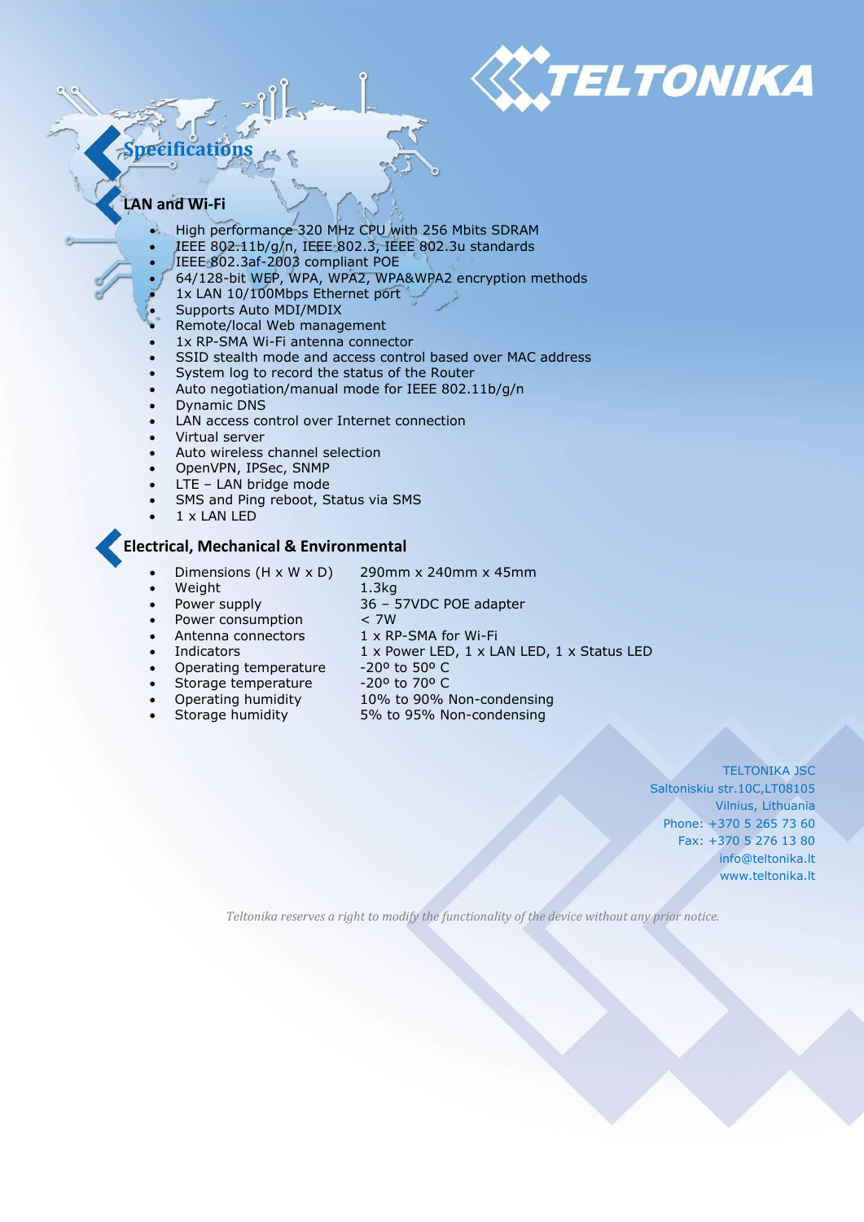# Specifications

## LAN and Wi-Fi

- High performance 320 MHz CPU with 256 Mbits SDRAM
- IEEE 802.11b/g/n, IEEE 802.3, IEEE 802.3u standards
- IEEE 802.3af-2003 compliant POE
- 64/128-bit WEP, WPA, WPA2, WPA&WPA2 encryption methods
- 1x LAN 10/100Mbps Ethernet port
- Supports Auto MDI/MDIX
- Remote/local Web management
- 1x RP-SMA Wi-Fi antenna connector
- SSID stealth mode and access control based over MAC address
- System log to record the status of the Router
- Auto negotiation/manual mode for IEEE 802.11b/g/n
- Dynamic DNS
- LAN access control over Internet connection
- Virtual server
- Auto wireless channel selection
- OpenVPN, IPSec, SNMP
- LTE – LAN bridge mode
- SMS and Ping reboot, Status via SMS
- 1 x LAN LED

## Electrical, Mechanical & Environmental

| | |
|---|---|
| Dimensions (H x W x D) | 290mm x 240mm x 45mm |
| Weight | 1.3kg |
| Power supply | 36 – 57VDC POE adapter |
| Power consumption | < 7W |
| Antenna connectors | 1 x RP-SMA for Wi-Fi |
| Indicators | 1 x Power LED, 1 x LAN LED, 1 x Status LED |
| Operating temperature | -20º to 50º C |
| Storage temperature | -20º to 70º C |
| Operating humidity | 10% to 90% Non-condensing |
| Storage humidity | 5% to 95% Non-condensing |

TELTONIKA JSC
Saltoniskiu str.10C,LT08105
Vilnius, Lithuania
Phone: +370 5 265 73 60
Fax: +370 5 276 13 80
info@teltonika.lt
www.teltonika.lt

*Teltonika reserves a right to modify the functionality of the device without any prior notice.*